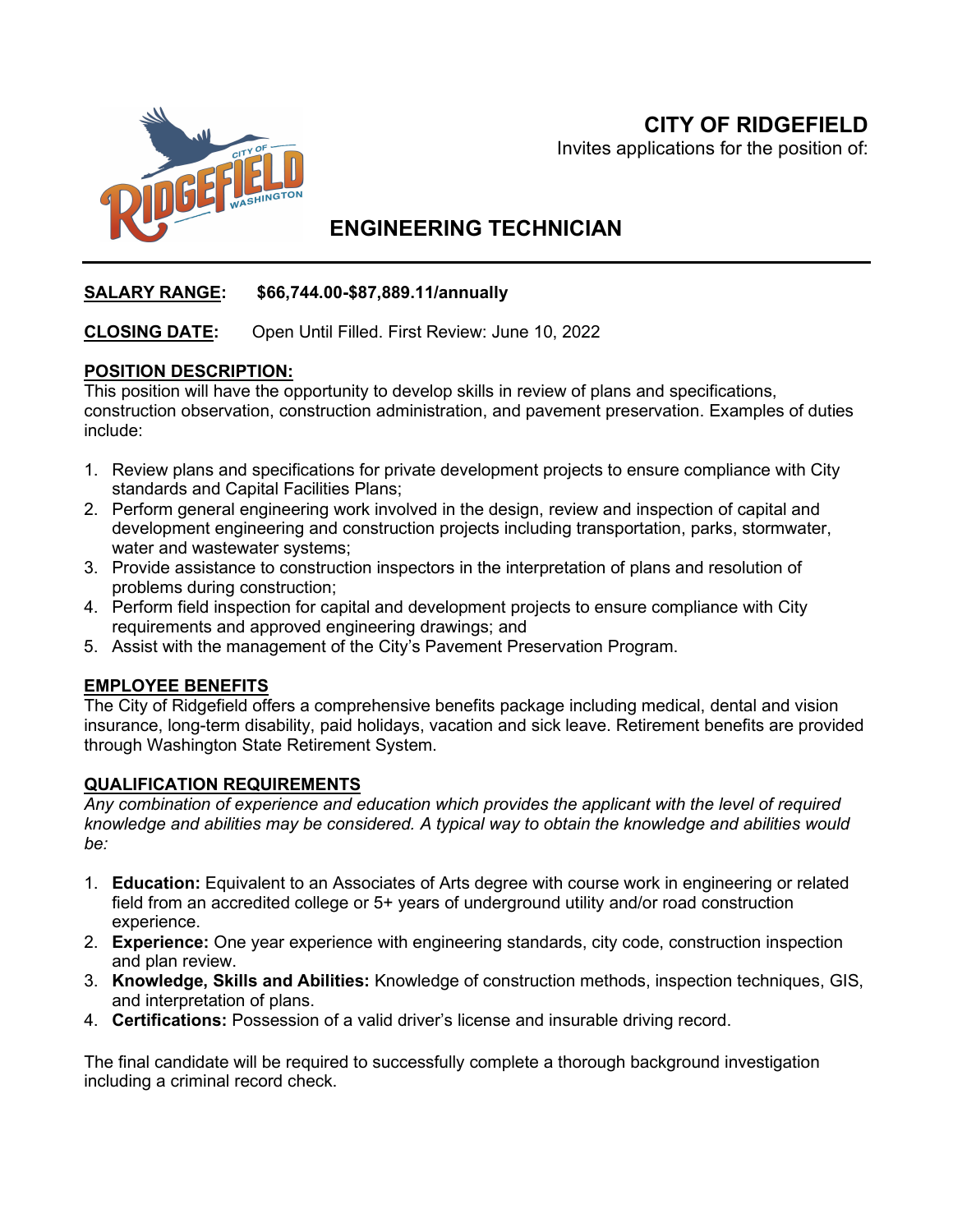# CITY OF RIDGEFIELD

Invites applications for the position of:

## ENGINEERING TECHNICIAN

**SALARY RANGE: $66,744.00-$87,889.11/annually**

**CLOSING DATE:** Open Until Filled. First Review: June 10, 2022

### POSITION DESCRIPTION:

This position will have the opportunity to develop skills in review of plans and specifications, construction observation, construction administration, and pavement preservation. Examples of duties include:

1. Review plans and specifications for private development projects to ensure compliance with City standards and Capital Facilities Plans;
2. Perform general engineering work involved in the design, review and inspection of capital and development engineering and construction projects including transportation, parks, stormwater, water and wastewater systems;
3. Provide assistance to construction inspectors in the interpretation of plans and resolution of problems during construction;
4. Perform field inspection for capital and development projects to ensure compliance with City requirements and approved engineering drawings; and
5. Assist with the management of the City's Pavement Preservation Program.

### EMPLOYEE BENEFITS

The City of Ridgefield offers a comprehensive benefits package including medical, dental and vision insurance, long-term disability, paid holidays, vacation and sick leave. Retirement benefits are provided through Washington State Retirement System.

### QUALIFICATION REQUIREMENTS

*Any combination of experience and education which provides the applicant with the level of required knowledge and abilities may be considered. A typical way to obtain the knowledge and abilities would be:*

1. **Education:** Equivalent to an Associates of Arts degree with course work in engineering or related field from an accredited college or 5+ years of underground utility and/or road construction experience.
2. **Experience:** One year experience with engineering standards, city code, construction inspection and plan review.
3. **Knowledge, Skills and Abilities:** Knowledge of construction methods, inspection techniques, GIS, and interpretation of plans.
4. **Certifications:** Possession of a valid driver's license and insurable driving record.

The final candidate will be required to successfully complete a thorough background investigation including a criminal record check.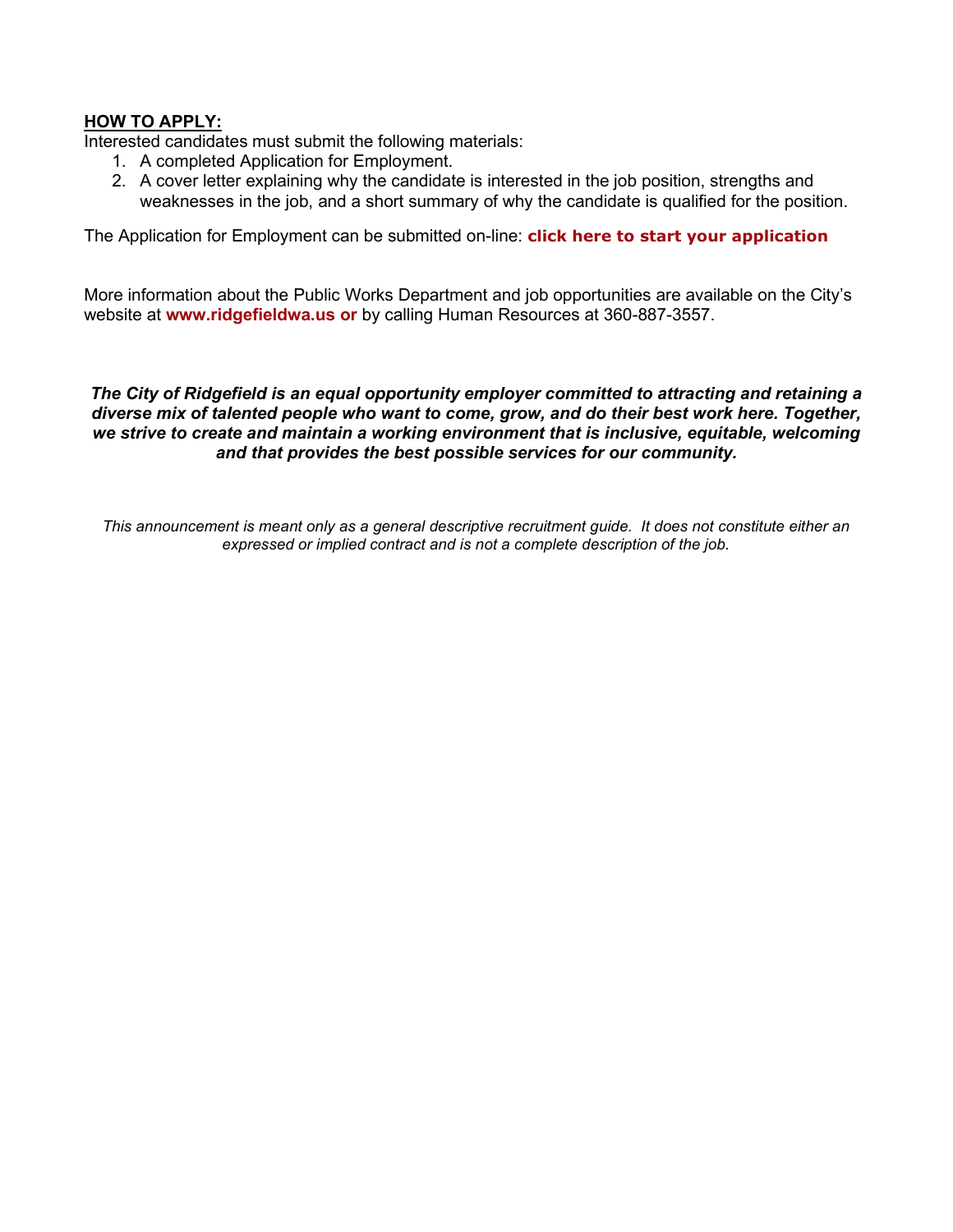**HOW TO APPLY:**

Interested candidates must submit the following materials:

1. A completed Application for Employment.
2. A cover letter explaining why the candidate is interested in the job position, strengths and weaknesses in the job, and a short summary of why the candidate is qualified for the position.

The Application for Employment can be submitted on-line: **click here to start your application**

More information about the Public Works Department and job opportunities are available on the City's website at **www.ridgefieldwa.us or** by calling Human Resources at 360-887-3557.

***The City of Ridgefield is an equal opportunity employer committed to attracting and retaining a diverse mix of talented people who want to come, grow, and do their best work here. Together, we strive to create and maintain a working environment that is inclusive, equitable, welcoming and that provides the best possible services for our community.***

*This announcement is meant only as a general descriptive recruitment guide. It does not constitute either an expressed or implied contract and is not a complete description of the job.*